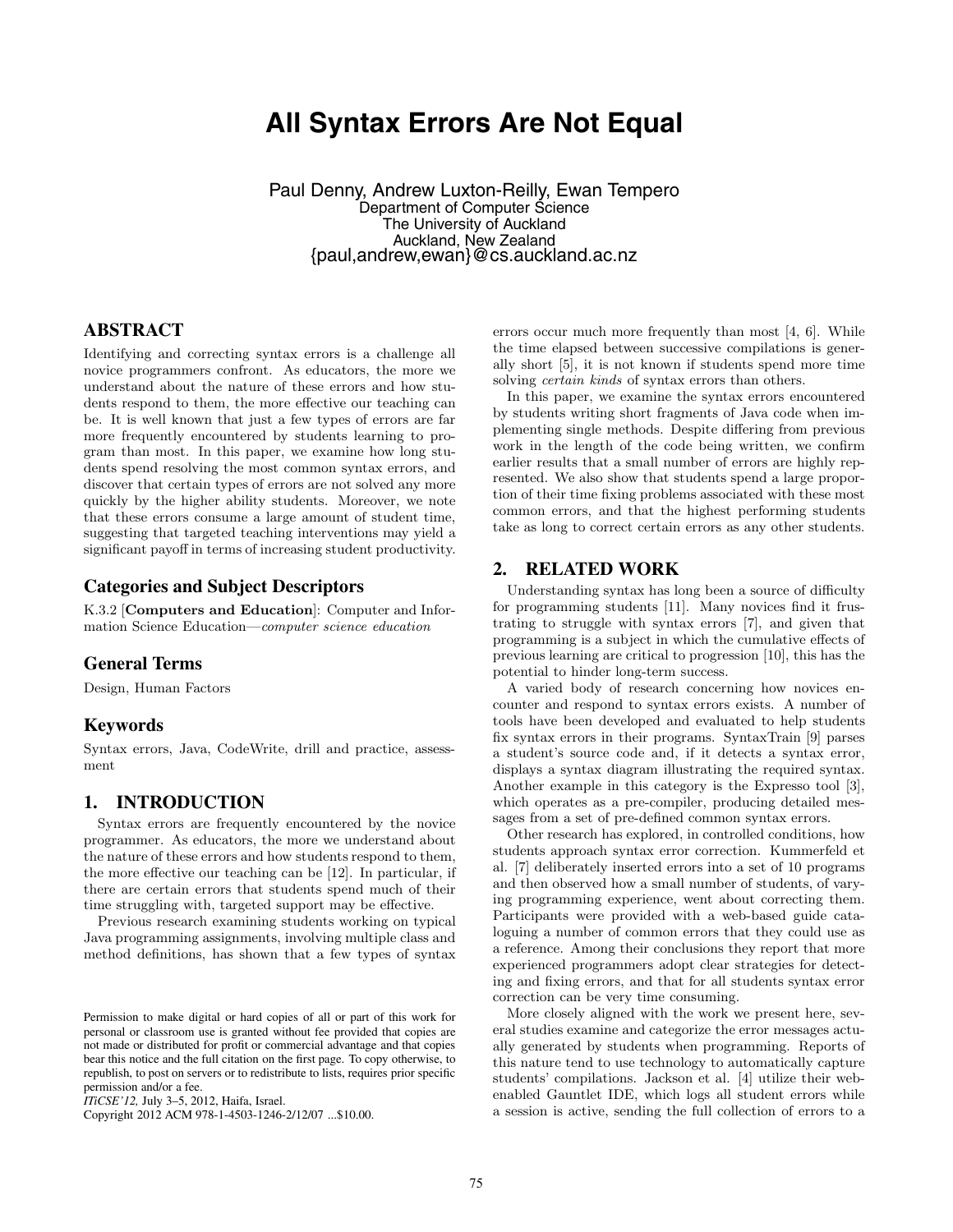# All Syntax Errors Are Not Equal

Paul Denny, Andrew Luxton-Reilly, Ewan Tempero
Department of Computer Science
The University of Auckland
Auckland, New Zealand
{paul,andrew,ewan}@cs.auckland.ac.nz

## ABSTRACT

Identifying and correcting syntax errors is a challenge all novice programmers confront. As educators, the more we understand about the nature of these errors and how students respond to them, the more effective our teaching can be. It is well known that just a few types of errors are far more frequently encountered by students learning to program than most. In this paper, we examine how long students spend resolving the most common syntax errors, and discover that certain types of errors are not solved any more quickly by the higher ability students. Moreover, we note that these errors consume a large amount of student time, suggesting that targeted teaching interventions may yield a significant payoff in terms of increasing student productivity.

### Categories and Subject Descriptors

K.3.2 [**Computers and Education**]: Computer and Information Science Education—*computer science education*

### General Terms

Design, Human Factors

### Keywords

Syntax errors, Java, CodeWrite, drill and practice, assessment

## 1. INTRODUCTION

Syntax errors are frequently encountered by the novice programmer. As educators, the more we understand about the nature of these errors and how students respond to them, the more effective our teaching can be [12]. In particular, if there are certain errors that students spend much of their time struggling with, targeted support may be effective.

Previous research examining students working on typical Java programming assignments, involving multiple class and method definitions, has shown that a few types of syntax errors occur much more frequently than most [4, 6]. While the time elapsed between successive compilations is generally short [5], it is not known if students spend more time solving *certain kinds* of syntax errors than others.

In this paper, we examine the syntax errors encountered by students writing short fragments of Java code when implementing single methods. Despite differing from previous work in the length of the code being written, we confirm earlier results that a small number of errors are highly represented. We also show that students spend a large proportion of their time fixing problems associated with these most common errors, and that the highest performing students take as long to correct certain errors as any other students.

## 2. RELATED WORK

Understanding syntax has long been a source of difficulty for programming students [11]. Many novices find it frustrating to struggle with syntax errors [7], and given that programming is a subject in which the cumulative effects of previous learning are critical to progression [10], this has the potential to hinder long-term success.

A varied body of research concerning how novices encounter and respond to syntax errors exists. A number of tools have been developed and evaluated to help students fix syntax errors in their programs. SyntaxTrain [9] parses a student's source code and, if it detects a syntax error, displays a syntax diagram illustrating the required syntax. Another example in this category is the Expresso tool [3], which operates as a pre-compiler, producing detailed messages from a set of pre-defined common syntax errors.

Other research has explored, in controlled conditions, how students approach syntax error correction. Kummerfeld et al. [7] deliberately inserted errors into a set of 10 programs and then observed how a small number of students, of varying programming experience, went about correcting them. Participants were provided with a web-based guide cataloguing a number of common errors that they could use as a reference. Among their conclusions they report that more experienced programmers adopt clear strategies for detecting and fixing errors, and that for all students syntax error correction can be very time consuming.

More closely aligned with the work we present here, several studies examine and categorize the error messages actually generated by students when programming. Reports of this nature tend to use technology to automatically capture students' compilations. Jackson et al. [4] utilize their web-enabled Gauntlet IDE, which logs all student errors while a session is active, sending the full collection of errors to a

Permission to make digital or hard copies of all or part of this work for personal or classroom use is granted without fee provided that copies are not made or distributed for profit or commercial advantage and that copies bear this notice and the full citation on the first page. To copy otherwise, to republish, to post on servers or to redistribute to lists, requires prior specific permission and/or a fee.
*ITiCSE'12,* July 3–5, 2012, Haifa, Israel.
Copyright 2012 ACM 978-1-4503-1246-2/12/07 ...$10.00.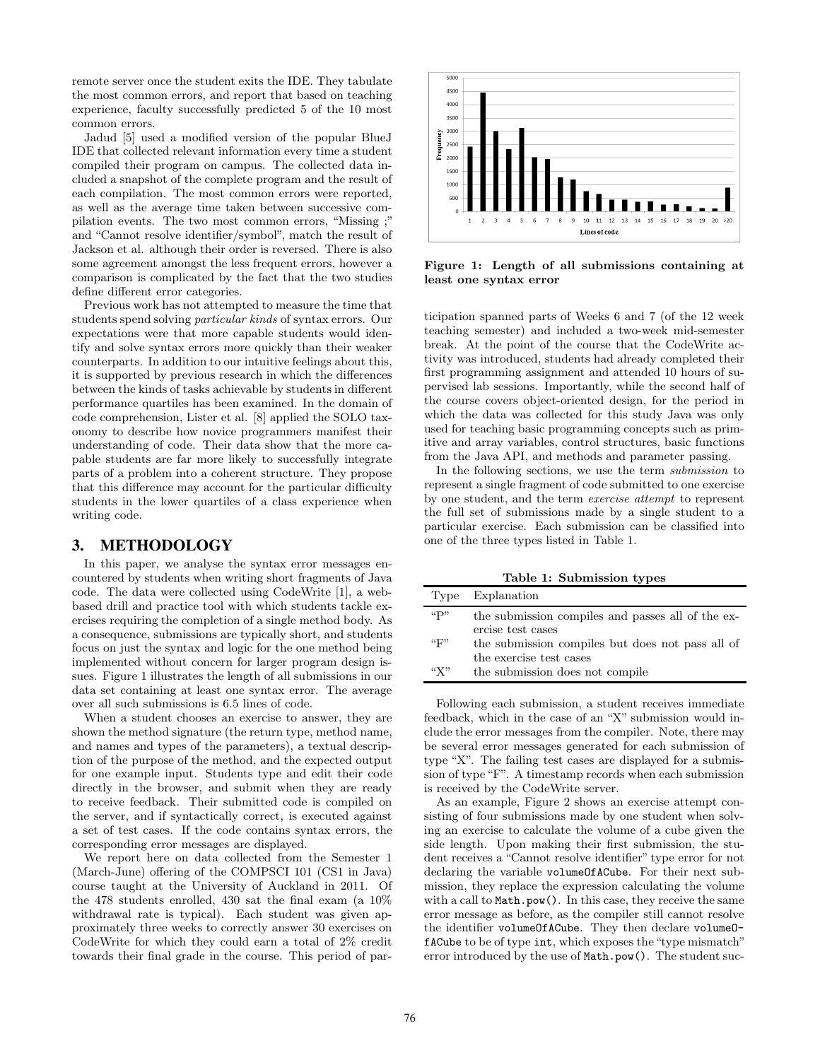remote server once the student exits the IDE. They tabulate the most common errors, and report that based on teaching experience, faculty successfully predicted 5 of the 10 most common errors.

Jadud [5] used a modified version of the popular BlueJ IDE that collected relevant information every time a student compiled their program on campus. The collected data included a snapshot of the complete program and the result of each compilation. The most common errors were reported, as well as the average time taken between successive compilation events. The two most common errors, "Missing ;" and "Cannot resolve identifier/symbol", match the result of Jackson et al. although their order is reversed. There is also some agreement amongst the less frequent errors, however a comparison is complicated by the fact that the two studies define different error categories.

Previous work has not attempted to measure the time that students spend solving *particular kinds* of syntax errors. Our expectations were that more capable students would identify and solve syntax errors more quickly than their weaker counterparts. In addition to our intuitive feelings about this, it is supported by previous research in which the differences between the kinds of tasks achievable by students in different performance quartiles has been examined. In the domain of code comprehension, Lister et al. [8] applied the SOLO taxonomy to describe how novice programmers manifest their understanding of code. Their data show that the more capable students are far more likely to successfully integrate parts of a problem into a coherent structure. They propose that this difference may account for the particular difficulty students in the lower quartiles of a class experience when writing code.

## 3. METHODOLOGY

In this paper, we analyse the syntax error messages encountered by students when writing short fragments of Java code. The data were collected using CodeWrite [1], a web-based drill and practice tool with which students tackle exercises requiring the completion of a single method body. As a consequence, submissions are typically short, and students focus on just the syntax and logic for the one method being implemented without concern for larger program design issues. Figure 1 illustrates the length of all submissions in our data set containing at least one syntax error. The average over all such submissions is 6.5 lines of code.

When a student chooses an exercise to answer, they are shown the method signature (the return type, method name, and names and types of the parameters), a textual description of the purpose of the method, and the expected output for one example input. Students type and edit their code directly in the browser, and submit when they are ready to receive feedback. Their submitted code is compiled on the server, and if syntactically correct, is executed against a set of test cases. If the code contains syntax errors, the corresponding error messages are displayed.

We report here on data collected from the Semester 1 (March-June) offering of the COMPSCI 101 (CS1 in Java) course taught at the University of Auckland in 2011. Of the 478 students enrolled, 430 sat the final exam (a 10% withdrawal rate is typical). Each student was given approximately three weeks to correctly answer 30 exercises on CodeWrite for which they could earn a total of 2% credit towards their final grade in the course. This period of participation spanned parts of Weeks 6 and 7 (of the 12 week teaching semester) and included a two-week mid-semester break. At the point of the course that the CodeWrite activity was introduced, students had already completed their first programming assignment and attended 10 hours of supervised lab sessions. Importantly, while the second half of the course covers object-oriented design, for the period in which the data was collected for this study Java was only used for teaching basic programming concepts such as primitive and array variables, control structures, basic functions from the Java API, and methods and parameter passing.

**Figure 1: Length of all submissions containing at least one syntax error**

In the following sections, we use the term *submission* to represent a single fragment of code submitted to one exercise by one student, and the term *exercise attempt* to represent the full set of submissions made by a single student to a particular exercise. Each submission can be classified into one of the three types listed in Table 1.

**Table 1: Submission types**

| Type | Explanation |
|---|---|
| "P" | the submission compiles and passes all of the exercise test cases |
| "F" | the submission compiles but does not pass all of the exercise test cases |
| "X" | the submission does not compile |

Following each submission, a student receives immediate feedback, which in the case of an "X" submission would include the error messages from the compiler. Note, there may be several error messages generated for each submission of type "X". The failing test cases are displayed for a submission of type "F". A timestamp records when each submission is received by the CodeWrite server.

As an example, Figure 2 shows an exercise attempt consisting of four submissions made by one student when solving an exercise to calculate the volume of a cube given the side length. Upon making their first submission, the student receives a "Cannot resolve identifier" type error for not declaring the variable `volumeOfACube`. For their next submission, they replace the expression calculating the volume with a call to `Math.pow()`. In this case, they receive the same error message as before, as the compiler still cannot resolve the identifier `volumeOfACube`. They then declare `volumeOfACube` to be of type `int`, which exposes the "type mismatch" error introduced by the use of `Math.pow()`. The student suc-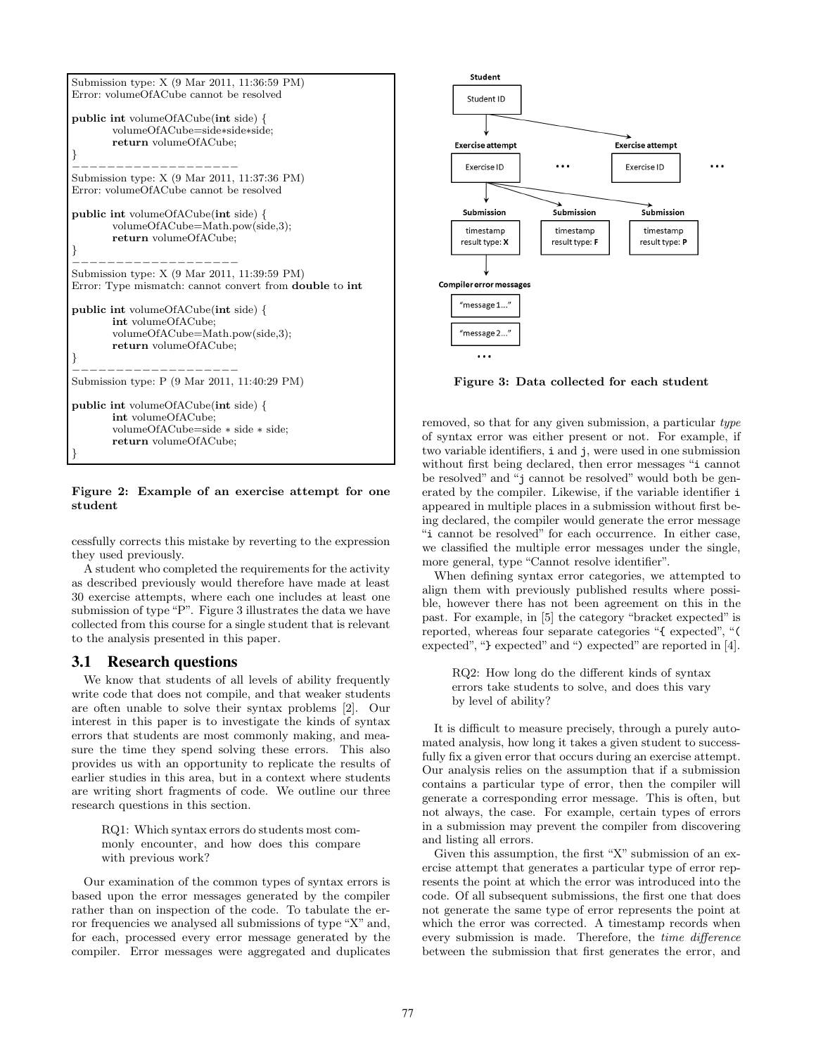```
Submission type: X (9 Mar 2011, 11:36:59 PM)
Error: volumeOfACube cannot be resolved

public int volumeOfACube(int side) {
        volumeOfACube=side*side*side;
        return volumeOfACube;
}
--------------------
Submission type: X (9 Mar 2011, 11:37:36 PM)
Error: volumeOfACube cannot be resolved

public int volumeOfACube(int side) {
        volumeOfACube=Math.pow(side,3);
        return volumeOfACube;
}
--------------------
Submission type: X (9 Mar 2011, 11:39:59 PM)
Error: Type mismatch: cannot convert from double to int

public int volumeOfACube(int side) {
        int volumeOfACube;
        volumeOfACube=Math.pow(side,3);
        return volumeOfACube;
}
--------------------
Submission type: P (9 Mar 2011, 11:40:29 PM)

public int volumeOfACube(int side) {
        int volumeOfACube;
        volumeOfACube=side * side * side;
        return volumeOfACube;
}
```

**Figure 2: Example of an exercise attempt for one student**

cessfully corrects this mistake by reverting to the expression they used previously.

A student who completed the requirements for the activity as described previously would therefore have made at least 30 exercise attempts, where each one includes at least one submission of type "P". Figure 3 illustrates the data we have collected from this course for a single student that is relevant to the analysis presented in this paper.

## 3.1 Research questions

We know that students of all levels of ability frequently write code that does not compile, and that weaker students are often unable to solve their syntax problems [2]. Our interest in this paper is to investigate the kinds of syntax errors that students are most commonly making, and measure the time they spend solving these errors. This also provides us with an opportunity to replicate the results of earlier studies in this area, but in a context where students are writing short fragments of code. We outline our three research questions in this section.

> RQ1: Which syntax errors do students most commonly encounter, and how does this compare with previous work?

Our examination of the common types of syntax errors is based upon the error messages generated by the compiler rather than on inspection of the code. To tabulate the error frequencies we analysed all submissions of type "X" and, for each, processed every error message generated by the compiler. Error messages were aggregated and duplicates removed, so that for any given submission, a particular *type* of syntax error was either present or not. For example, if two variable identifiers, `i` and `j`, were used in one submission without first being declared, then error messages "`i` cannot be resolved" and "`j` cannot be resolved" would both be generated by the compiler. Likewise, if the variable identifier `i` appeared in multiple places in a submission without first being declared, the compiler would generate the error message "`i` cannot be resolved" for each occurrence. In either case, we classified the multiple error messages under the single, more general, type "Cannot resolve identifier".

Student → Student ID → Exercise attempt (Exercise ID) … → Submission (timestamp, result type: X), Submission (timestamp, result type: F), Submission (timestamp, result type: P) → Compiler error messages ("message 1...", "message 2...", …)

**Figure 3: Data collected for each student**

When defining syntax error categories, we attempted to align them with previously published results where possible, however there has not been agreement on this in the past. For example, in [5] the category "bracket expected" is reported, whereas four separate categories "`{` expected", "`(` expected", "`}` expected" and "`)` expected" are reported in [4].

> RQ2: How long do the different kinds of syntax errors take students to solve, and does this vary by level of ability?

It is difficult to measure precisely, through a purely automated analysis, how long it takes a given student to successfully fix a given error that occurs during an exercise attempt. Our analysis relies on the assumption that if a submission contains a particular type of error, then the compiler will generate a corresponding error message. This is often, but not always, the case. For example, certain types of errors in a submission may prevent the compiler from discovering and listing all errors.

Given this assumption, the first "X" submission of an exercise attempt that generates a particular type of error represents the point at which the error was introduced into the code. Of all subsequent submissions, the first one that does not generate the same type of error represents the point at which the error was corrected. A timestamp records when every submission is made. Therefore, the *time difference* between the submission that first generates the error, and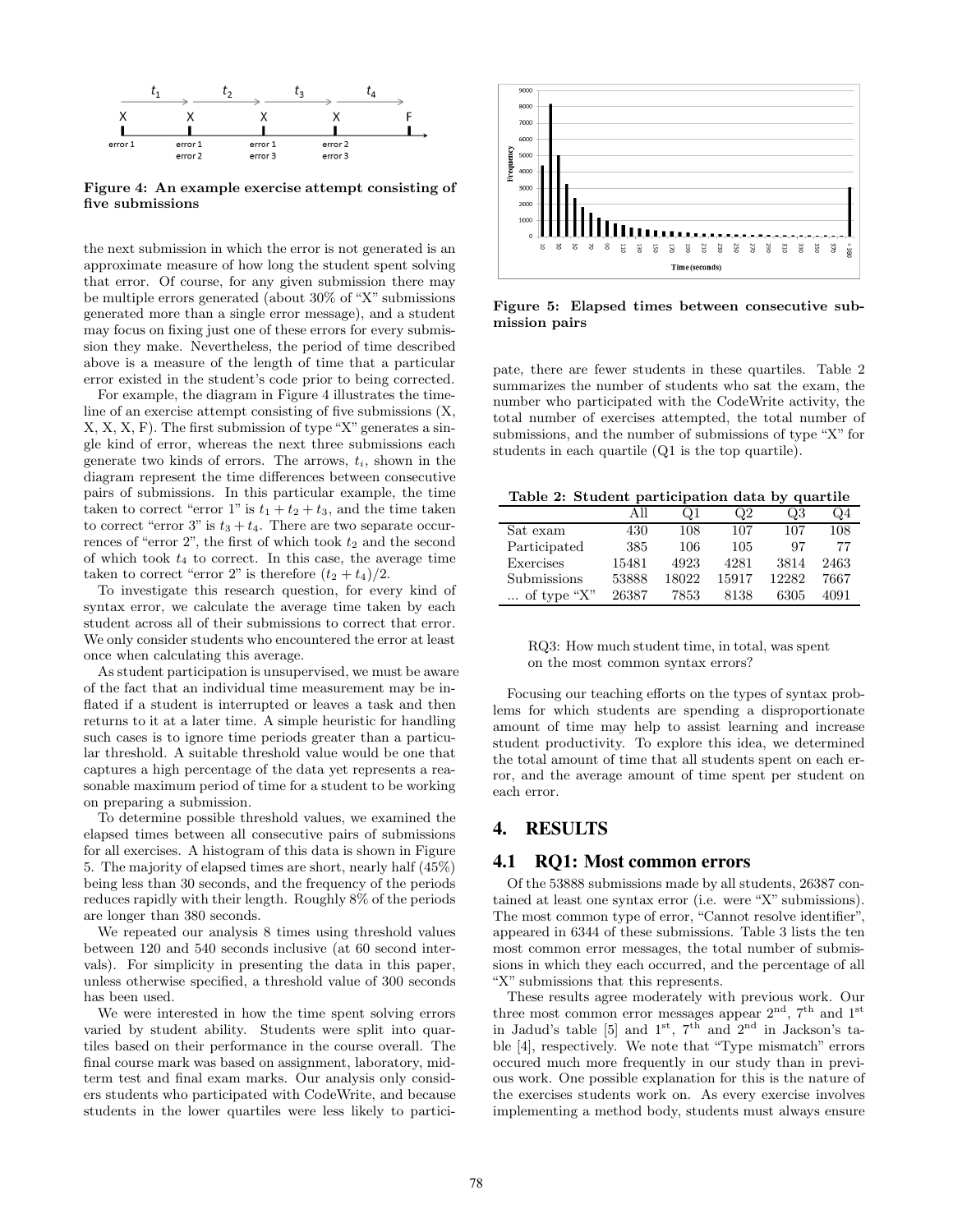the next submission in which the error is not generated is an approximate measure of how long the student spent solving that error. Of course, for any given submission there may be multiple errors generated (about 30% of "X" submissions generated more than a single error message), and a student may focus on fixing just one of these errors for every submission they make. Nevertheless, the period of time described above is a measure of the length of time that a particular error existed in the student's code prior to being corrected.

For example, the diagram in Figure 4 illustrates the timeline of an exercise attempt consisting of five submissions (X, X, X, X, F). The first submission of type "X" generates a single kind of error, whereas the next three submissions each generate two kinds of errors. The arrows, $t_i$, shown in the diagram represent the time differences between consecutive pairs of submissions. In this particular example, the time taken to correct "error 1" is $t_1 + t_2 + t_3$, and the time taken to correct "error 3" is $t_3 + t_4$. There are two separate occurrences of "error 2", the first of which took $t_2$ and the second of which took $t_4$ to correct. In this case, the average time taken to correct "error 2" is therefore $(t_2 + t_4)/2$.

**Figure 4: An example exercise attempt consisting of five submissions**

To investigate this research question, for every kind of syntax error, we calculate the average time taken by each student across all of their submissions to correct that error. We only consider students who encountered the error at least once when calculating this average.

As student participation is unsupervised, we must be aware of the fact that an individual time measurement may be inflated if a student is interrupted or leaves a task and then returns to it at a later time. A simple heuristic for handling such cases is to ignore time periods greater than a particular threshold. A suitable threshold value would be one that captures a high percentage of the data yet represents a reasonable maximum period of time for a student to be working on preparing a submission.

To determine possible threshold values, we examined the elapsed times between all consecutive pairs of submissions for all exercises. A histogram of this data is shown in Figure 5. The majority of elapsed times are short, nearly half (45%) being less than 30 seconds, and the frequency of the periods reduces rapidly with their length. Roughly 8% of the periods are longer than 380 seconds.

**Figure 5: Elapsed times between consecutive submission pairs**

We repeated our analysis 8 times using threshold values between 120 and 540 seconds inclusive (at 60 second intervals). For simplicity in presenting the data in this paper, unless otherwise specified, a threshold value of 300 seconds has been used.

We were interested in how the time spent solving errors varied by student ability. Students were split into quartiles based on their performance in the course overall. The final course mark was based on assignment, laboratory, midterm test and final exam marks. Our analysis only considers students who participated with CodeWrite, and because students in the lower quartiles were less likely to participate, there are fewer students in these quartiles. Table 2 summarizes the number of students who sat the exam, the number who participated with the CodeWrite activity, the total number of exercises attempted, the total number of submissions, and the number of submissions of type "X" for students in each quartile (Q1 is the top quartile).

**Table 2: Student participation data by quartile**

| | All | Q1 | Q2 | Q3 | Q4 |
|---|---|---|---|---|---|
| Sat exam | 430 | 108 | 107 | 107 | 108 |
| Participated | 385 | 106 | 105 | 97 | 77 |
| Exercises | 15481 | 4923 | 4281 | 3814 | 2463 |
| Submissions | 53888 | 18022 | 15917 | 12282 | 7667 |
| ... of type "X" | 26387 | 7853 | 8138 | 6305 | 4091 |

RQ3: How much student time, in total, was spent on the most common syntax errors?

Focusing our teaching efforts on the types of syntax problems for which students are spending a disproportionate amount of time may help to assist learning and increase student productivity. To explore this idea, we determined the total amount of time that all students spent on each error, and the average amount of time spent per student on each error.

## 4. RESULTS

### 4.1 RQ1: Most common errors

Of the 53888 submissions made by all students, 26387 contained at least one syntax error (i.e. were "X" submissions). The most common type of error, "Cannot resolve identifier", appeared in 6344 of these submissions. Table 3 lists the ten most common error messages, the total number of submissions in which they each occurred, and the percentage of all "X" submissions that this represents.

These results agree moderately with previous work. Our three most common error messages appear 2nd, 7th and 1st in Jadud's table [5] and 1st, 7th and 2nd in Jackson's table [4], respectively. We note that "Type mismatch" errors occured much more frequently in our study than in previous work. One possible explanation for this is the nature of the exercises students work on. As every exercise involves implementing a method body, students must always ensure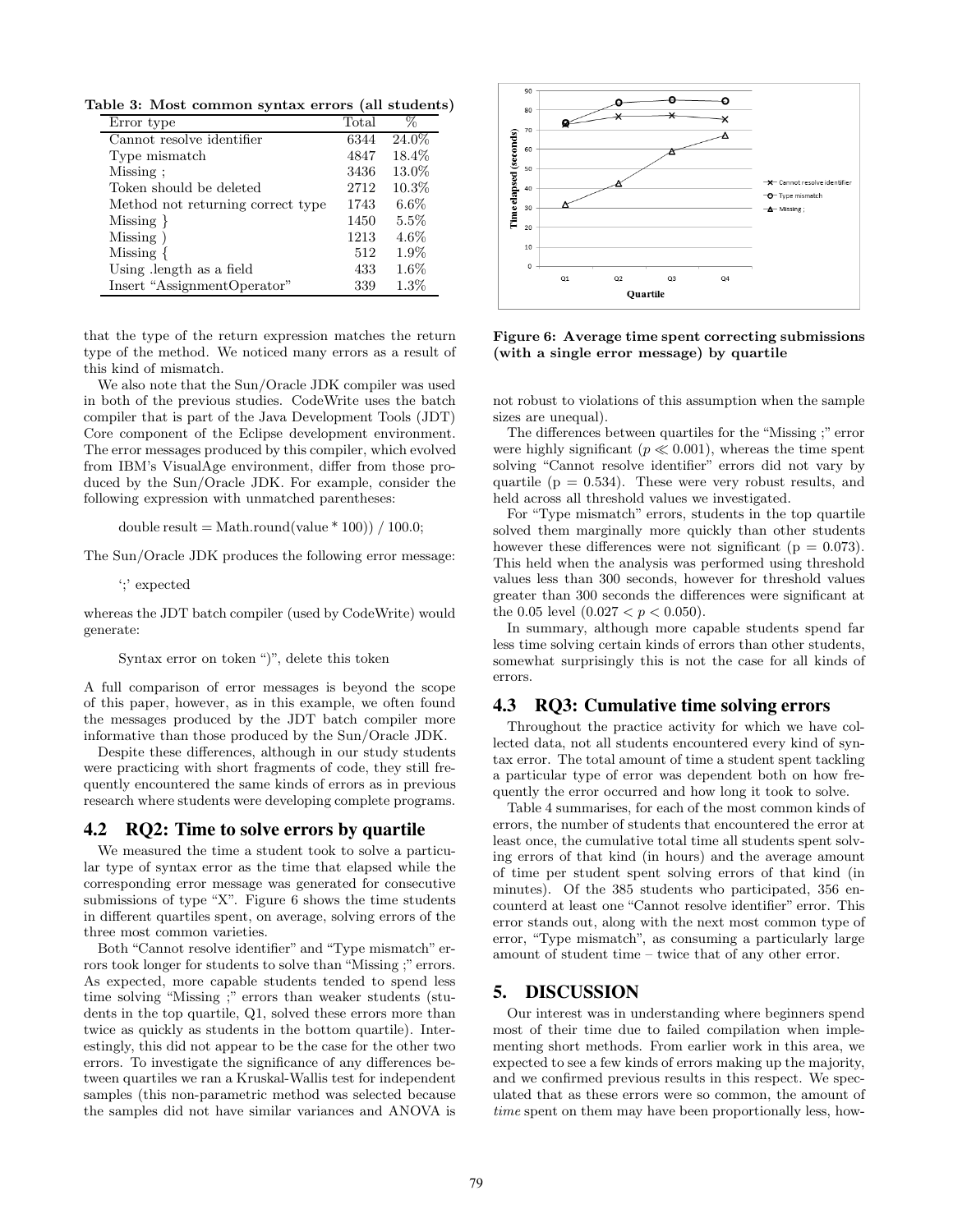**Table 3: Most common syntax errors (all students)**

| Error type | Total | % |
|---|---|---|
| Cannot resolve identifier | 6344 | 24.0% |
| Type mismatch | 4847 | 18.4% |
| Missing ; | 3436 | 13.0% |
| Token should be deleted | 2712 | 10.3% |
| Method not returning correct type | 1743 | 6.6% |
| Missing } | 1450 | 5.5% |
| Missing ) | 1213 | 4.6% |
| Missing { | 512 | 1.9% |
| Using .length as a field | 433 | 1.6% |
| Insert "AssignmentOperator" | 339 | 1.3% |

that the type of the return expression matches the return type of the method. We noticed many errors as a result of this kind of mismatch.

We also note that the Sun/Oracle JDK compiler was used in both of the previous studies. CodeWrite uses the batch compiler that is part of the Java Development Tools (JDT) Core component of the Eclipse development environment. The error messages produced by this compiler, which evolved from IBM's VisualAge environment, differ from those produced by the Sun/Oracle JDK. For example, consider the following expression with unmatched parentheses:

```
double result = Math.round(value * 100)) / 100.0;
```

The Sun/Oracle JDK produces the following error message:

```
';' expected
```

whereas the JDT batch compiler (used by CodeWrite) would generate:

```
Syntax error on token ")", delete this token
```

A full comparison of error messages is beyond the scope of this paper, however, as in this example, we often found the messages produced by the JDT batch compiler more informative than those produced by the Sun/Oracle JDK.

Despite these differences, although in our study students were practicing with short fragments of code, they still frequently encountered the same kinds of errors as in previous research where students were developing complete programs.

## 4.2 RQ2: Time to solve errors by quartile

We measured the time a student took to solve a particular type of syntax error as the time that elapsed while the corresponding error message was generated for consecutive submissions of type "X". Figure 6 shows the time students in different quartiles spent, on average, solving errors of the three most common varieties.

Both "Cannot resolve identifier" and "Type mismatch" errors took longer for students to solve than "Missing ;" errors. As expected, more capable students tended to spend less time solving "Missing ;" errors than weaker students (students in the top quartile, Q1, solved these errors more than twice as quickly as students in the bottom quartile). Interestingly, this did not appear to be the case for the other two errors. To investigate the significance of any differences between quartiles we ran a Kruskal-Wallis test for independent samples (this non-parametric method was selected because the samples did not have similar variances and ANOVA is not robust to violations of this assumption when the sample sizes are unequal).

**Figure 6: Average time spent correcting submissions (with a single error message) by quartile**

The differences between quartiles for the "Missing ;" error were highly significant ($p \ll 0.001$), whereas the time spent solving "Cannot resolve identifier" errors did not vary by quartile ($p = 0.534$). These were very robust results, and held across all threshold values we investigated.

For "Type mismatch" errors, students in the top quartile solved them marginally more quickly than other students however these differences were not significant ($p = 0.073$). This held when the analysis was performed using threshold values less than 300 seconds, however for threshold values greater than 300 seconds the differences were significant at the 0.05 level ($0.027 < p < 0.050$).

In summary, although more capable students spend far less time solving certain kinds of errors than other students, somewhat surprisingly this is not the case for all kinds of errors.

## 4.3 RQ3: Cumulative time solving errors

Throughout the practice activity for which we have collected data, not all students encountered every kind of syntax error. The total amount of time a student spent tackling a particular type of error was dependent both on how frequently the error occurred and how long it took to solve.

Table 4 summarises, for each of the most common kinds of errors, the number of students that encountered the error at least once, the cumulative total time all students spent solving errors of that kind (in hours) and the average amount of time per student spent solving errors of that kind (in minutes). Of the 385 students who participated, 356 encounterd at least one "Cannot resolve identifier" error. This error stands out, along with the next most common type of error, "Type mismatch", as consuming a particularly large amount of student time – twice that of any other error.

# 5. DISCUSSION

Our interest was in understanding where beginners spend most of their time due to failed compilation when implementing short methods. From earlier work in this area, we expected to see a few kinds of errors making up the majority, and we confirmed previous results in this respect. We speculated that as these errors were so common, the amount of *time* spent on them may have been proportionally less, how-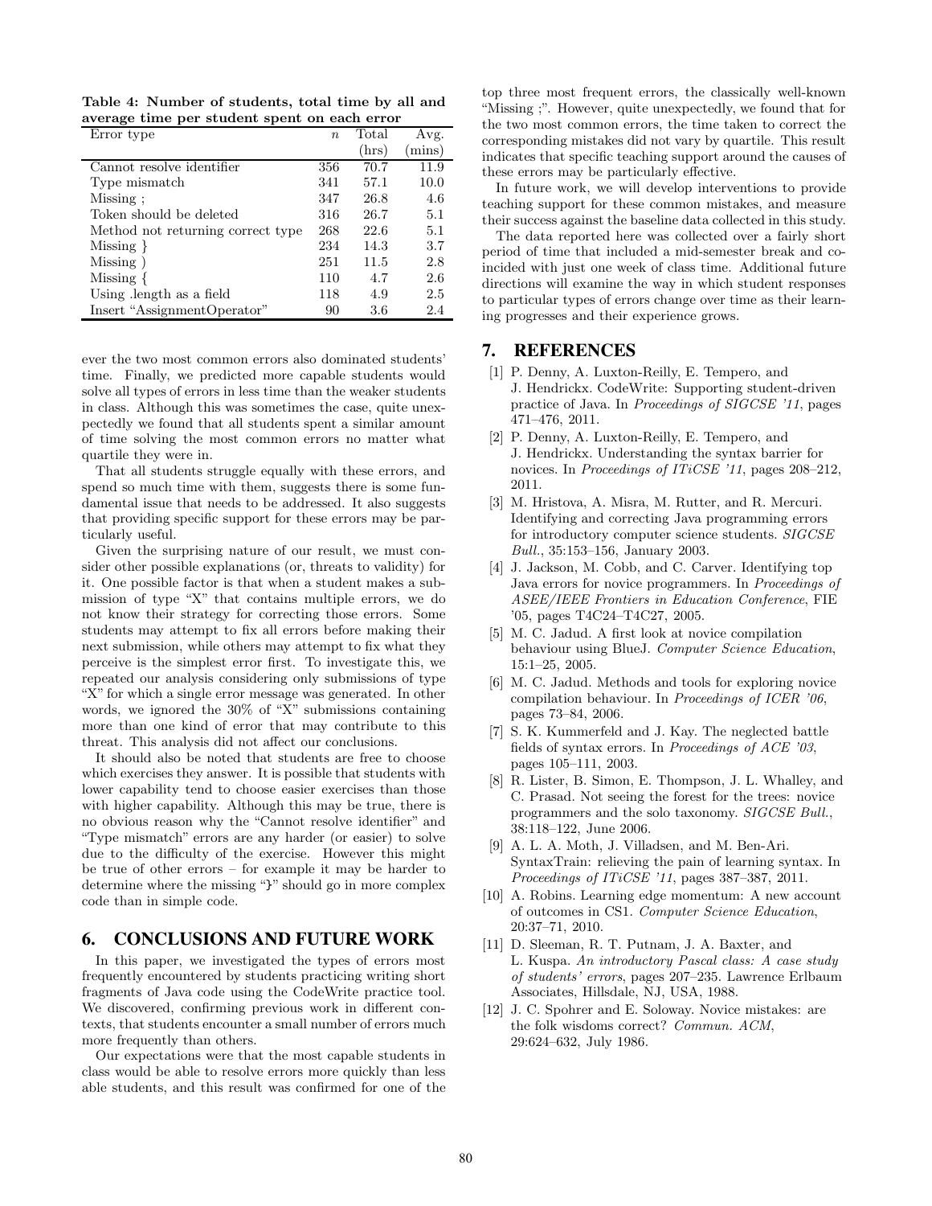**Table 4: Number of students, total time by all and average time per student spent on each error**

| Error type | $n$ | Total (hrs) | Avg. (mins) |
|---|---|---|---|
| Cannot resolve identifier | 356 | 70.7 | 11.9 |
| Type mismatch | 341 | 57.1 | 10.0 |
| Missing ; | 347 | 26.8 | 4.6 |
| Token should be deleted | 316 | 26.7 | 5.1 |
| Method not returning correct type | 268 | 22.6 | 5.1 |
| Missing } | 234 | 14.3 | 3.7 |
| Missing ) | 251 | 11.5 | 2.8 |
| Missing { | 110 | 4.7 | 2.6 |
| Using .length as a field | 118 | 4.9 | 2.5 |
| Insert "AssignmentOperator" | 90 | 3.6 | 2.4 |

ever the two most common errors also dominated students' time. Finally, we predicted more capable students would solve all types of errors in less time than the weaker students in class. Although this was sometimes the case, quite unexpectedly we found that all students spent a similar amount of time solving the most common errors no matter what quartile they were in.

That all students struggle equally with these errors, and spend so much time with them, suggests there is some fundamental issue that needs to be addressed. It also suggests that providing specific support for these errors may be particularly useful.

Given the surprising nature of our result, we must consider other possible explanations (or, threats to validity) for it. One possible factor is that when a student makes a submission of type "X" that contains multiple errors, we do not know their strategy for correcting those errors. Some students may attempt to fix all errors before making their next submission, while others may attempt to fix what they perceive is the simplest error first. To investigate this, we repeated our analysis considering only submissions of type "X" for which a single error message was generated. In other words, we ignored the 30% of "X" submissions containing more than one kind of error that may contribute to this threat. This analysis did not affect our conclusions.

It should also be noted that students are free to choose which exercises they answer. It is possible that students with lower capability tend to choose easier exercises than those with higher capability. Although this may be true, there is no obvious reason why the "Cannot resolve identifier" and "Type mismatch" errors are any harder (or easier) to solve due to the difficulty of the exercise. However this might be true of other errors – for example it may be harder to determine where the missing "}" should go in more complex code than in simple code.

## 6. CONCLUSIONS AND FUTURE WORK

In this paper, we investigated the types of errors most frequently encountered by students practicing writing short fragments of Java code using the CodeWrite practice tool. We discovered, confirming previous work in different contexts, that students encounter a small number of errors much more frequently than others.

Our expectations were that the most capable students in class would be able to resolve errors more quickly than less able students, and this result was confirmed for one of the top three most frequent errors, the classically well-known "Missing ;". However, quite unexpectedly, we found that for the two most common errors, the time taken to correct the corresponding mistakes did not vary by quartile. This result indicates that specific teaching support around the causes of these errors may be particularly effective.

In future work, we will develop interventions to provide teaching support for these common mistakes, and measure their success against the baseline data collected in this study.

The data reported here was collected over a fairly short period of time that included a mid-semester break and coincided with just one week of class time. Additional future directions will examine the way in which student responses to particular types of errors change over time as their learning progresses and their experience grows.

## 7. REFERENCES

[1] P. Denny, A. Luxton-Reilly, E. Tempero, and J. Hendrickx. CodeWrite: Supporting student-driven practice of Java. In *Proceedings of SIGCSE '11*, pages 471–476, 2011.

[2] P. Denny, A. Luxton-Reilly, E. Tempero, and J. Hendrickx. Understanding the syntax barrier for novices. In *Proceedings of ITiCSE '11*, pages 208–212, 2011.

[3] M. Hristova, A. Misra, M. Rutter, and R. Mercuri. Identifying and correcting Java programming errors for introductory computer science students. *SIGCSE Bull.*, 35:153–156, January 2003.

[4] J. Jackson, M. Cobb, and C. Carver. Identifying top Java errors for novice programmers. In *Proceedings of ASEE/IEEE Frontiers in Education Conference*, FIE '05, pages T4C24–T4C27, 2005.

[5] M. C. Jadud. A first look at novice compilation behaviour using BlueJ. *Computer Science Education*, 15:1–25, 2005.

[6] M. C. Jadud. Methods and tools for exploring novice compilation behaviour. In *Proceedings of ICER '06*, pages 73–84, 2006.

[7] S. K. Kummerfeld and J. Kay. The neglected battle fields of syntax errors. In *Proceedings of ACE '03*, pages 105–111, 2003.

[8] R. Lister, B. Simon, E. Thompson, J. L. Whalley, and C. Prasad. Not seeing the forest for the trees: novice programmers and the solo taxonomy. *SIGCSE Bull.*, 38:118–122, June 2006.

[9] A. L. A. Moth, J. Villadsen, and M. Ben-Ari. SyntaxTrain: relieving the pain of learning syntax. In *Proceedings of ITiCSE '11*, pages 387–387, 2011.

[10] A. Robins. Learning edge momentum: A new account of outcomes in CS1. *Computer Science Education*, 20:37–71, 2010.

[11] D. Sleeman, R. T. Putnam, J. A. Baxter, and L. Kuspa. *An introductory Pascal class: A case study of students' errors*, pages 207–235. Lawrence Erlbaum Associates, Hillsdale, NJ, USA, 1988.

[12] J. C. Spohrer and E. Soloway. Novice mistakes: are the folk wisdoms correct? *Commun. ACM*, 29:624–632, July 1986.